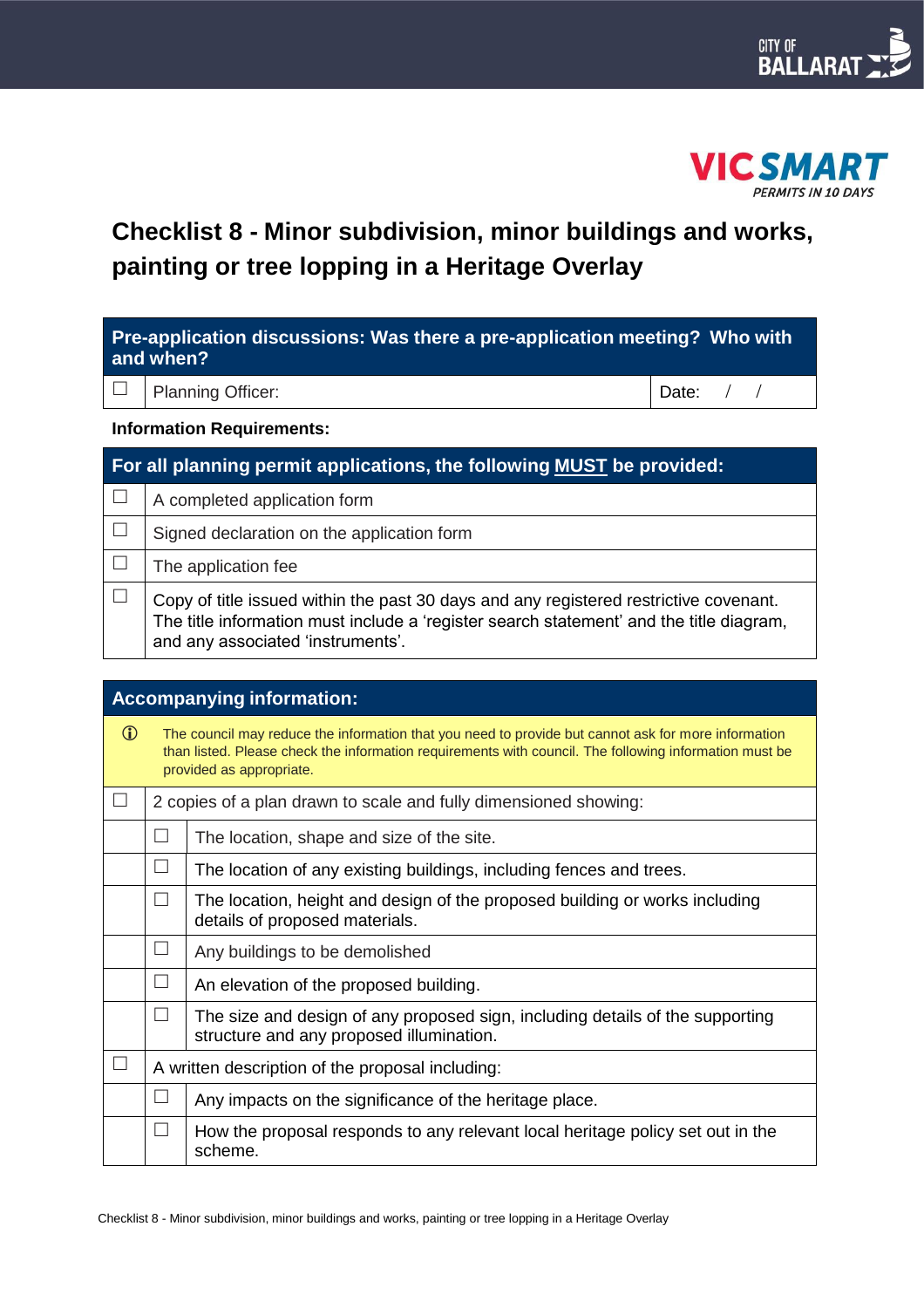CITY OF BALLARAT

VICSMART
*PERMITS IN 10 DAYS*

# Checklist 8 - Minor subdivision, minor buildings and works, painting or tree lopping in a Heritage Overlay

| **Pre-application discussions: Was there a pre-application meeting? Who with and when?** | | |
|---|---|---|
| ☐ | Planning Officer: | Date: / / |

**Information Requirements:**

| **For all planning permit applications, the following <u>MUST</u> be provided:** | |
|---|---|
| ☐ | A completed application form |
| ☐ | Signed declaration on the application form |
| ☐ | The application fee |
| ☐ | Copy of title issued within the past 30 days and any registered restrictive covenant. The title information must include a 'register search statement' and the title diagram, and any associated 'instruments'. |

| **Accompanying information:** | | |
|---|---|---|
| ⓘ | The council may reduce the information that you need to provide but cannot ask for more information than listed. Please check the information requirements with council. The following information must be provided as appropriate. | |
| ☐ | 2 copies of a plan drawn to scale and fully dimensioned showing: | |
| | ☐ | The location, shape and size of the site. |
| | ☐ | The location of any existing buildings, including fences and trees. |
| | ☐ | The location, height and design of the proposed building or works including details of proposed materials. |
| | ☐ | Any buildings to be demolished |
| | ☐ | An elevation of the proposed building. |
| | ☐ | The size and design of any proposed sign, including details of the supporting structure and any proposed illumination. |
| ☐ | A written description of the proposal including: | |
| | ☐ | Any impacts on the significance of the heritage place. |
| | ☐ | How the proposal responds to any relevant local heritage policy set out in the scheme. |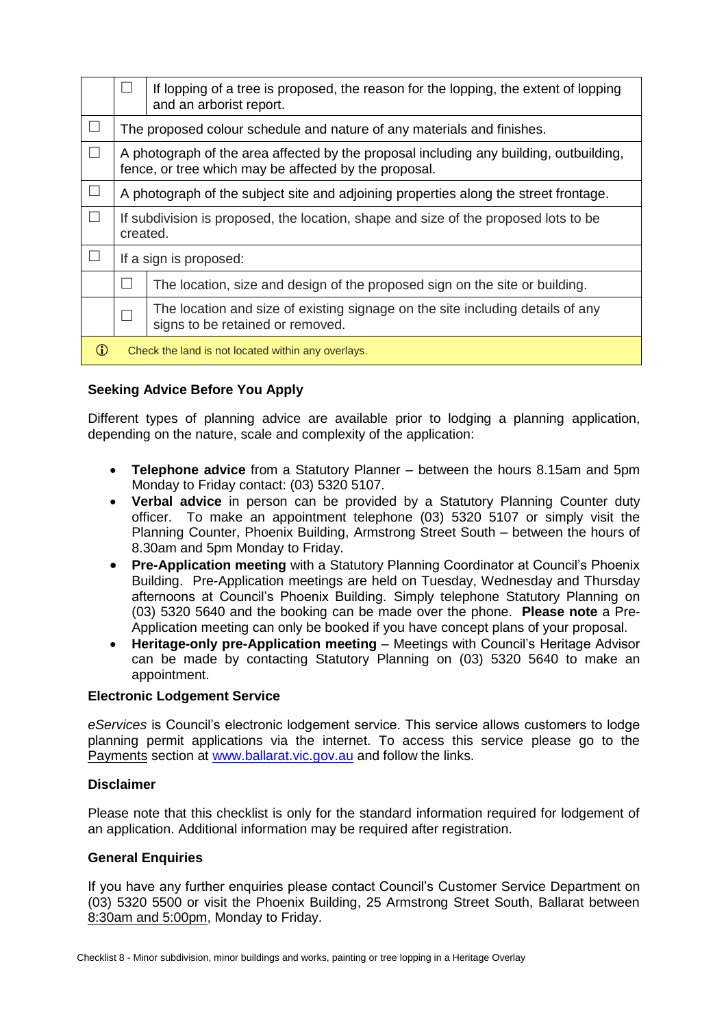| | | |
|---|---|---|
| | ☐ | If lopping of a tree is proposed, the reason for the lopping, the extent of lopping and an arborist report. |
| ☐ | The proposed colour schedule and nature of any materials and finishes. | |
| ☐ | A photograph of the area affected by the proposal including any building, outbuilding, fence, or tree which may be affected by the proposal. | |
| ☐ | A photograph of the subject site and adjoining properties along the street frontage. | |
| ☐ | If subdivision is proposed, the location, shape and size of the proposed lots to be created. | |
| ☐ | If a sign is proposed: | |
| | ☐ | The location, size and design of the proposed sign on the site or building. |
| | ☐ | The location and size of existing signage on the site including details of any signs to be retained or removed. |
| ⓘ | Check the land is not located within any overlays. | |

**Seeking Advice Before You Apply**

Different types of planning advice are available prior to lodging a planning application, depending on the nature, scale and complexity of the application:

- **Telephone advice** from a Statutory Planner – between the hours 8.15am and 5pm Monday to Friday contact: (03) 5320 5107.
- **Verbal advice** in person can be provided by a Statutory Planning Counter duty officer. To make an appointment telephone (03) 5320 5107 or simply visit the Planning Counter, Phoenix Building, Armstrong Street South – between the hours of 8.30am and 5pm Monday to Friday.
- **Pre-Application meeting** with a Statutory Planning Coordinator at Council's Phoenix Building. Pre-Application meetings are held on Tuesday, Wednesday and Thursday afternoons at Council's Phoenix Building. Simply telephone Statutory Planning on (03) 5320 5640 and the booking can be made over the phone. **Please note** a Pre-Application meeting can only be booked if you have concept plans of your proposal.
- **Heritage-only pre-Application meeting** – Meetings with Council's Heritage Advisor can be made by contacting Statutory Planning on (03) 5320 5640 to make an appointment.

**Electronic Lodgement Service**

*eServices* is Council's electronic lodgement service. This service allows customers to lodge planning permit applications via the internet. To access this service please go to the Payments section at www.ballarat.vic.gov.au and follow the links.

**Disclaimer**

Please note that this checklist is only for the standard information required for lodgement of an application. Additional information may be required after registration.

**General Enquiries**

If you have any further enquiries please contact Council's Customer Service Department on (03) 5320 5500 or visit the Phoenix Building, 25 Armstrong Street South, Ballarat between 8:30am and 5:00pm, Monday to Friday.